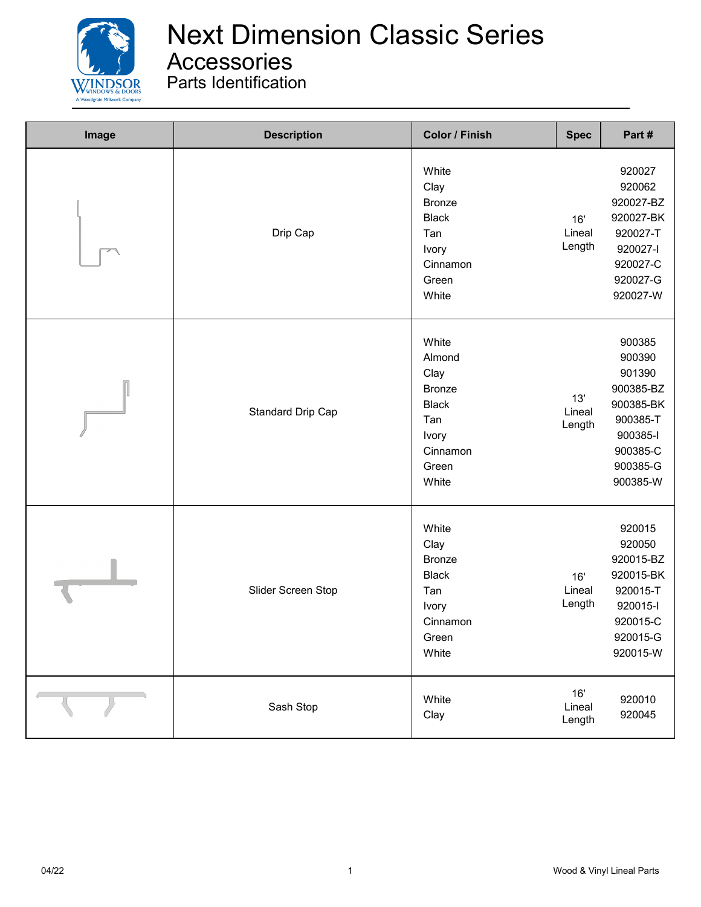# Next Dimension Classic Series

## Accessories

### Parts Identification

| Image | Description | Color / Finish | Spec | Part # |
|---|---|---|---|---|
| | Drip Cap | White<br>Clay<br>Bronze<br>Black<br>Tan<br>Ivory<br>Cinnamon<br>Green<br>White | 16' Lineal Length | 920027<br>920062<br>920027-BZ<br>920027-BK<br>920027-T<br>920027-I<br>920027-C<br>920027-G<br>920027-W |
| | Standard Drip Cap | White<br>Almond<br>Clay<br>Bronze<br>Black<br>Tan<br>Ivory<br>Cinnamon<br>Green<br>White | 13' Lineal Length | 900385<br>900390<br>901390<br>900385-BZ<br>900385-BK<br>900385-T<br>900385-I<br>900385-C<br>900385-G<br>900385-W |
| | Slider Screen Stop | White<br>Clay<br>Bronze<br>Black<br>Tan<br>Ivory<br>Cinnamon<br>Green<br>White | 16' Lineal Length | 920015<br>920050<br>920015-BZ<br>920015-BK<br>920015-T<br>920015-I<br>920015-C<br>920015-G<br>920015-W |
| | Sash Stop | White<br>Clay | 16' Lineal Length | 920010<br>920045 |

04/22

Wood & Vinyl Lineal Parts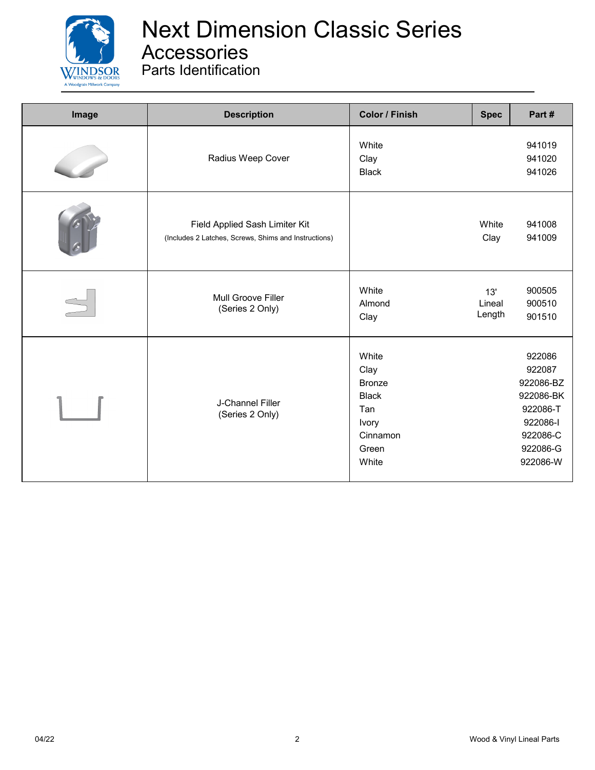# Next Dimension Classic Series
## Accessories
### Parts Identification

| Image | Description | Color / Finish | Spec | Part # |
|---|---|---|---|---|
| | Radius Weep Cover | White<br>Clay<br>Black | | 941019<br>941020<br>941026 |
| | Field Applied Sash Limiter Kit<br>(Includes 2 Latches, Screws, Shims and Instructions) | | White<br>Clay | 941008<br>941009 |
| | Mull Groove Filler<br>(Series 2 Only) | White<br>Almond<br>Clay | 13' Lineal Length | 900505<br>900510<br>901510 |
| | J-Channel Filler<br>(Series 2 Only) | White<br>Clay<br>Bronze<br>Black<br>Tan<br>Ivory<br>Cinnamon<br>Green<br>White | | 922086<br>922087<br>922086-BZ<br>922086-BK<br>922086-T<br>922086-I<br>922086-C<br>922086-G<br>922086-W |

04/22 Wood & Vinyl Lineal Parts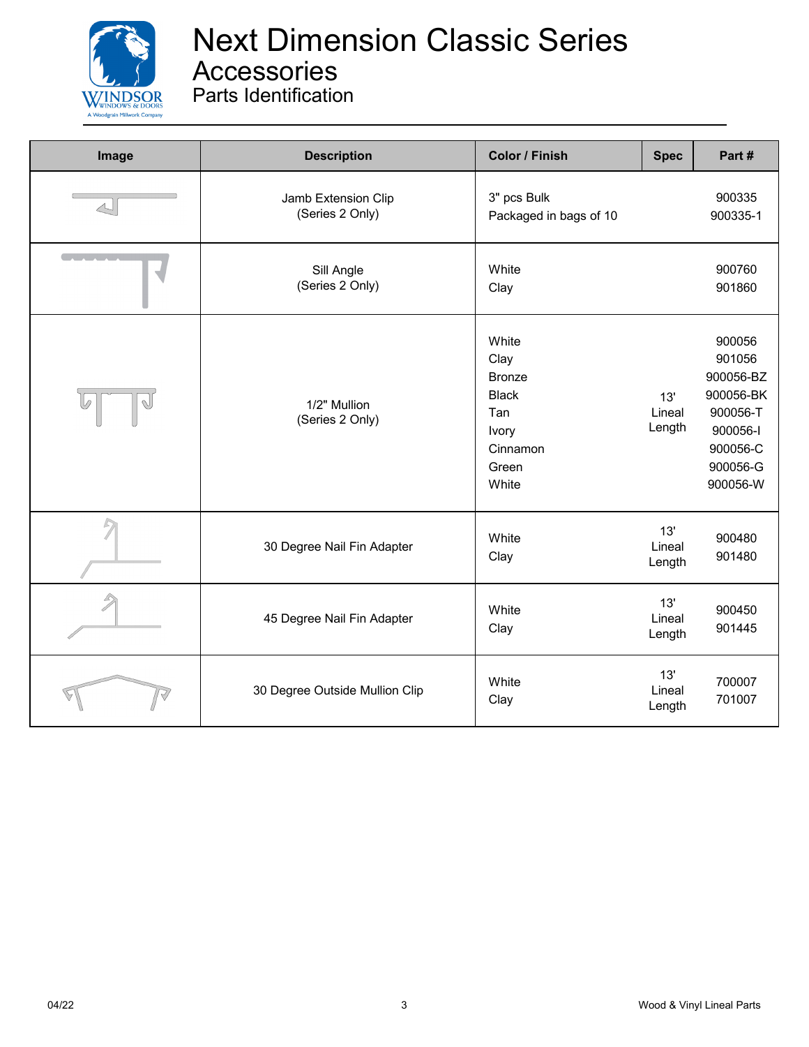# Next Dimension Classic Series

## Accessories

### Parts Identification

| Image | Description | Color / Finish | Spec | Part # |
|---|---|---|---|---|
| | Jamb Extension Clip (Series 2 Only) | 3" pcs Bulk<br>Packaged in bags of 10 | | 900335<br>900335-1 |
| | Sill Angle (Series 2 Only) | White<br>Clay | | 900760<br>901860 |
| | 1/2" Mullion (Series 2 Only) | White<br>Clay<br>Bronze<br>Black<br>Tan<br>Ivory<br>Cinnamon<br>Green<br>White | 13' Lineal Length | 900056<br>901056<br>900056-BZ<br>900056-BK<br>900056-T<br>900056-I<br>900056-C<br>900056-G<br>900056-W |
| | 30 Degree Nail Fin Adapter | White<br>Clay | 13' Lineal Length | 900480<br>901480 |
| | 45 Degree Nail Fin Adapter | White<br>Clay | 13' Lineal Length | 900450<br>901445 |
| | 30 Degree Outside Mullion Clip | White<br>Clay | 13' Lineal Length | 700007<br>701007 |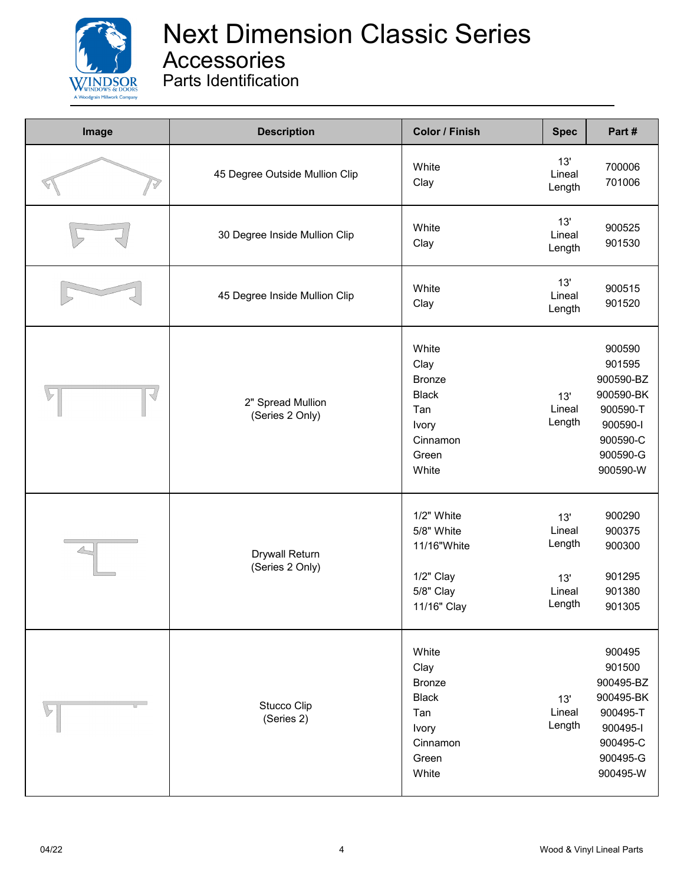# Next Dimension Classic Series

## Accessories

### Parts Identification

| Image | Description | Color / Finish | Spec | Part # |
|---|---|---|---|---|
| | 45 Degree Outside Mullion Clip | White<br>Clay | 13' Lineal Length | 700006<br>701006 |
| | 30 Degree Inside Mullion Clip | White<br>Clay | 13' Lineal Length | 900525<br>901530 |
| | 45 Degree Inside Mullion Clip | White<br>Clay | 13' Lineal Length | 900515<br>901520 |
| | 2" Spread Mullion<br>(Series 2 Only) | White<br>Clay<br>Bronze<br>Black<br>Tan<br>Ivory<br>Cinnamon<br>Green<br>White | 13' Lineal Length | 900590<br>901595<br>900590-BZ<br>900590-BK<br>900590-T<br>900590-I<br>900590-C<br>900590-G<br>900590-W |
| | Drywall Return<br>(Series 2 Only) | 1/2" White<br>5/8" White<br>11/16"White<br><br>1/2" Clay<br>5/8" Clay<br>11/16" Clay | 13' Lineal Length<br><br>13' Lineal Length | 900290<br>900375<br>900300<br><br>901295<br>901380<br>901305 |
| | Stucco Clip<br>(Series 2) | White<br>Clay<br>Bronze<br>Black<br>Tan<br>Ivory<br>Cinnamon<br>Green<br>White | 13' Lineal Length | 900495<br>901500<br>900495-BZ<br>900495-BK<br>900495-T<br>900495-I<br>900495-C<br>900495-G<br>900495-W |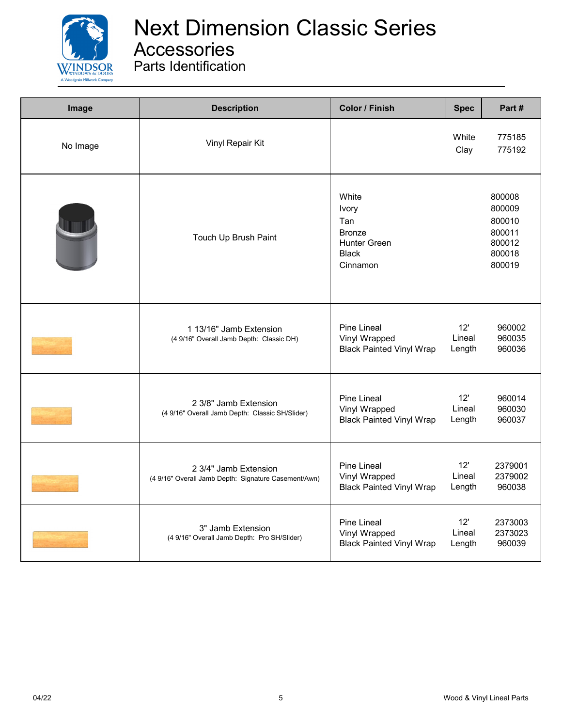# Next Dimension Classic Series

## Accessories

### Parts Identification

| Image | Description | Color / Finish | Spec | Part # |
|---|---|---|---|---|
| No Image | Vinyl Repair Kit | | White<br>Clay | 775185<br>775192 |
| | Touch Up Brush Paint | White<br>Ivory<br>Tan<br>Bronze<br>Hunter Green<br>Black<br>Cinnamon | | 800008<br>800009<br>800010<br>800011<br>800012<br>800018<br>800019 |
| | 1 13/16" Jamb Extension<br>(4 9/16" Overall Jamb Depth: Classic DH) | Pine Lineal<br>Vinyl Wrapped<br>Black Painted Vinyl Wrap | 12'<br>Lineal<br>Length | 960002<br>960035<br>960036 |
| | 2 3/8" Jamb Extension<br>(4 9/16" Overall Jamb Depth: Classic SH/Slider) | Pine Lineal<br>Vinyl Wrapped<br>Black Painted Vinyl Wrap | 12'<br>Lineal<br>Length | 960014<br>960030<br>960037 |
| | 2 3/4" Jamb Extension<br>(4 9/16" Overall Jamb Depth: Signature Casement/Awn) | Pine Lineal<br>Vinyl Wrapped<br>Black Painted Vinyl Wrap | 12'<br>Lineal<br>Length | 2379001<br>2379002<br>960038 |
| | 3" Jamb Extension<br>(4 9/16" Overall Jamb Depth: Pro SH/Slider) | Pine Lineal<br>Vinyl Wrapped<br>Black Painted Vinyl Wrap | 12'<br>Lineal<br>Length | 2373003<br>2373023<br>960039 |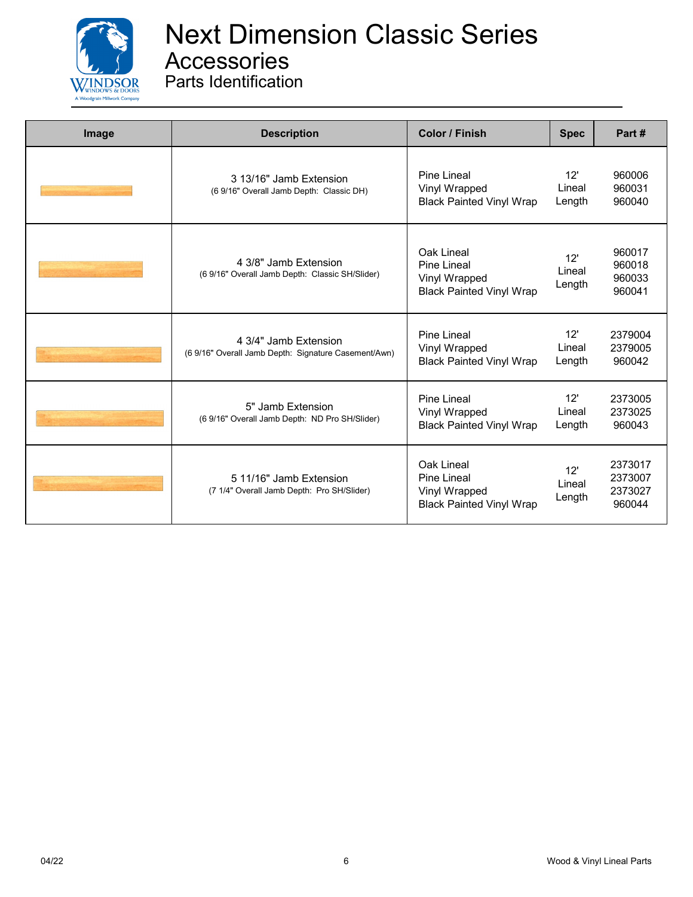# Next Dimension Classic Series

## Accessories

### Parts Identification

| Image | Description | Color / Finish | Spec | Part # |
|---|---|---|---|---|
| | 3 13/16" Jamb Extension<br>(6 9/16" Overall Jamb Depth: Classic DH) | Pine Lineal<br>Vinyl Wrapped<br>Black Painted Vinyl Wrap | 12' Lineal Length | 960006<br>960031<br>960040 |
| | 4 3/8" Jamb Extension<br>(6 9/16" Overall Jamb Depth: Classic SH/Slider) | Oak Lineal<br>Pine Lineal<br>Vinyl Wrapped<br>Black Painted Vinyl Wrap | 12' Lineal Length | 960017<br>960018<br>960033<br>960041 |
| | 4 3/4" Jamb Extension<br>(6 9/16" Overall Jamb Depth: Signature Casement/Awn) | Pine Lineal<br>Vinyl Wrapped<br>Black Painted Vinyl Wrap | 12' Lineal Length | 2379004<br>2379005<br>960042 |
| | 5" Jamb Extension<br>(6 9/16" Overall Jamb Depth: ND Pro SH/Slider) | Pine Lineal<br>Vinyl Wrapped<br>Black Painted Vinyl Wrap | 12' Lineal Length | 2373005<br>2373025<br>960043 |
| | 5 11/16" Jamb Extension<br>(7 1/4" Overall Jamb Depth: Pro SH/Slider) | Oak Lineal<br>Pine Lineal<br>Vinyl Wrapped<br>Black Painted Vinyl Wrap | 12' Lineal Length | 2373017<br>2373007<br>2373027<br>960044 |